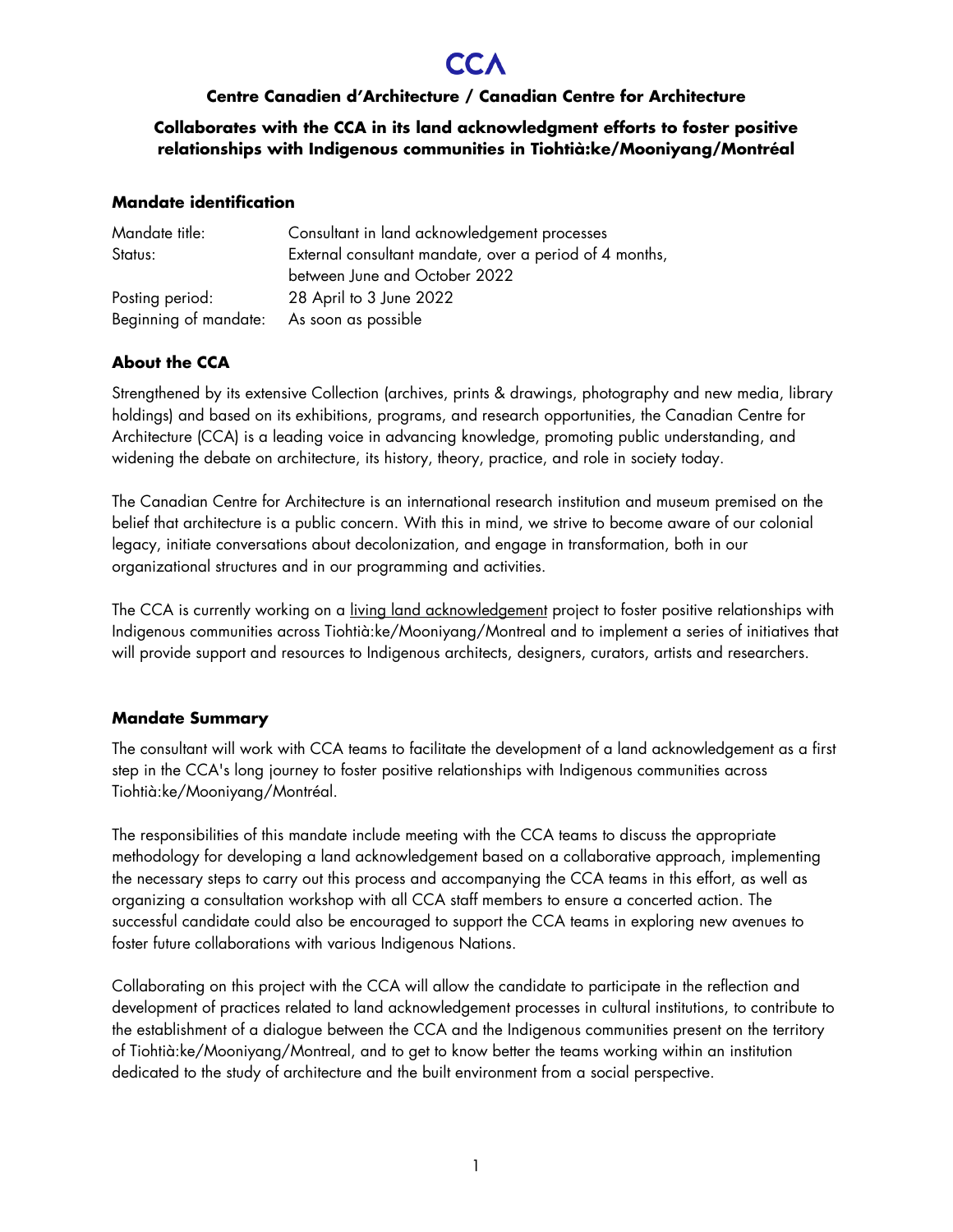# CCA

## Centre Canadien d'Architecture / Canadian Centre for Architecture

## Collaborates with the CCA in its land acknowledgment efforts to foster positive relationships with Indigenous communities in Tiohtià:ke/Mooniyang/Montréal

### Mandate identification

| | |
|---|---|
| Mandate title: | Consultant in land acknowledgement processes |
| Status: | External consultant mandate, over a period of 4 months, between June and October 2022 |
| Posting period: | 28 April to 3 June 2022 |
| Beginning of mandate: | As soon as possible |

### About the CCA

Strengthened by its extensive Collection (archives, prints & drawings, photography and new media, library holdings) and based on its exhibitions, programs, and research opportunities, the Canadian Centre for Architecture (CCA) is a leading voice in advancing knowledge, promoting public understanding, and widening the debate on architecture, its history, theory, practice, and role in society today.

The Canadian Centre for Architecture is an international research institution and museum premised on the belief that architecture is a public concern. With this in mind, we strive to become aware of our colonial legacy, initiate conversations about decolonization, and engage in transformation, both in our organizational structures and in our programming and activities.

The CCA is currently working on a living land acknowledgement project to foster positive relationships with Indigenous communities across Tiohtià:ke/Mooniyang/Montreal and to implement a series of initiatives that will provide support and resources to Indigenous architects, designers, curators, artists and researchers.

### Mandate Summary

The consultant will work with CCA teams to facilitate the development of a land acknowledgement as a first step in the CCA's long journey to foster positive relationships with Indigenous communities across Tiohtià:ke/Mooniyang/Montréal.

The responsibilities of this mandate include meeting with the CCA teams to discuss the appropriate methodology for developing a land acknowledgement based on a collaborative approach, implementing the necessary steps to carry out this process and accompanying the CCA teams in this effort, as well as organizing a consultation workshop with all CCA staff members to ensure a concerted action. The successful candidate could also be encouraged to support the CCA teams in exploring new avenues to foster future collaborations with various Indigenous Nations.

Collaborating on this project with the CCA will allow the candidate to participate in the reflection and development of practices related to land acknowledgement processes in cultural institutions, to contribute to the establishment of a dialogue between the CCA and the Indigenous communities present on the territory of Tiohtià:ke/Mooniyang/Montreal, and to get to know better the teams working within an institution dedicated to the study of architecture and the built environment from a social perspective.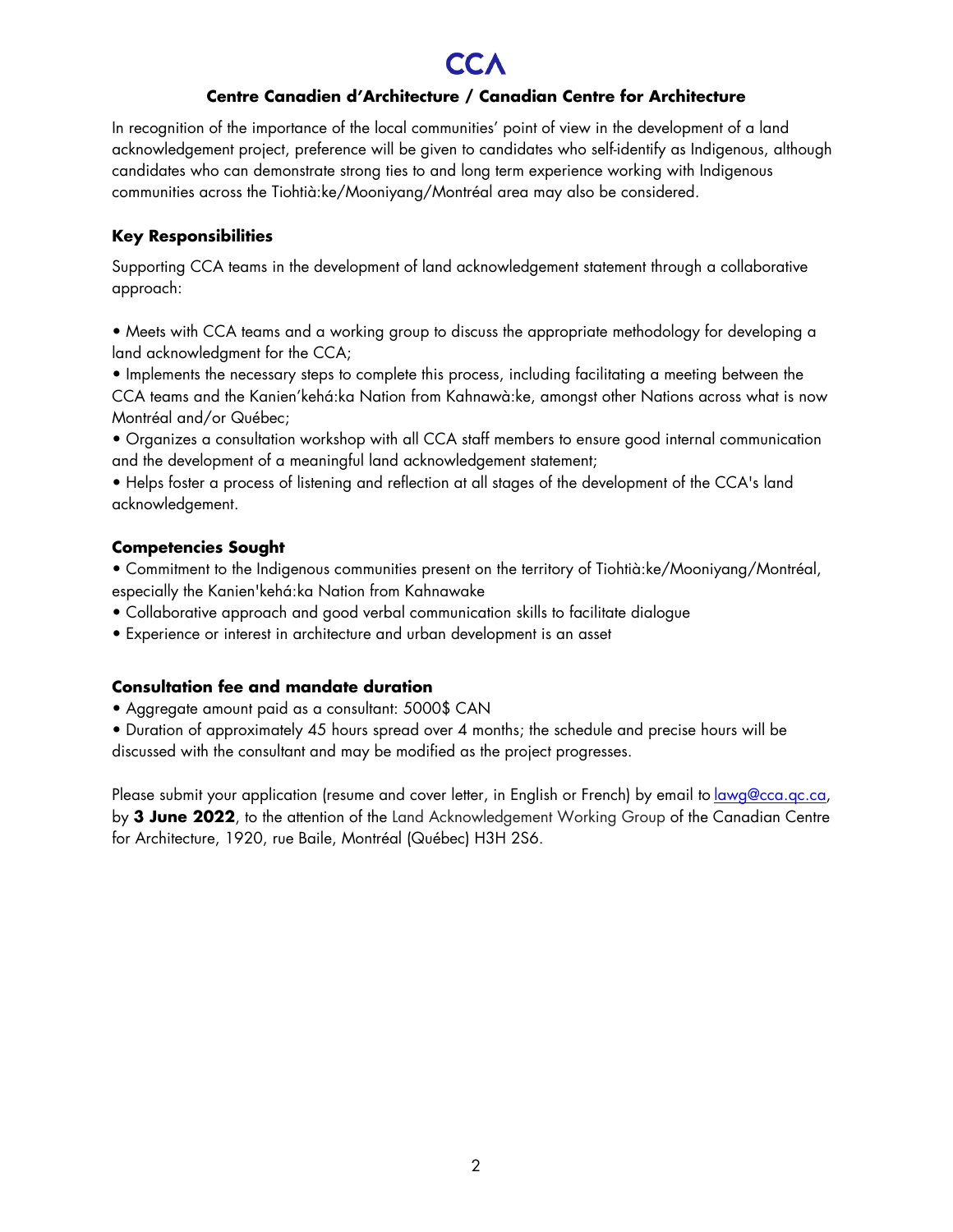**Centre Canadien d'Architecture / Canadian Centre for Architecture**

In recognition of the importance of the local communities' point of view in the development of a land acknowledgement project, preference will be given to candidates who self-identify as Indigenous, although candidates who can demonstrate strong ties to and long term experience working with Indigenous communities across the Tiohtià:ke/Mooniyang/Montréal area may also be considered.

### Key Responsibilities

Supporting CCA teams in the development of land acknowledgement statement through a collaborative approach:

- Meets with CCA teams and a working group to discuss the appropriate methodology for developing a land acknowledgment for the CCA;
- Implements the necessary steps to complete this process, including facilitating a meeting between the CCA teams and the Kanien'kehá:ka Nation from Kahnawà:ke, amongst other Nations across what is now Montréal and/or Québec;
- Organizes a consultation workshop with all CCA staff members to ensure good internal communication and the development of a meaningful land acknowledgement statement;
- Helps foster a process of listening and reflection at all stages of the development of the CCA's land acknowledgement.

### Competencies Sought

- Commitment to the Indigenous communities present on the territory of Tiohtià:ke/Mooniyang/Montréal, especially the Kanien'kehá:ka Nation from Kahnawake
- Collaborative approach and good verbal communication skills to facilitate dialogue
- Experience or interest in architecture and urban development is an asset

### Consultation fee and mandate duration

- Aggregate amount paid as a consultant: 5000$ CAN
- Duration of approximately 45 hours spread over 4 months; the schedule and precise hours will be discussed with the consultant and may be modified as the project progresses.

Please submit your application (resume and cover letter, in English or French) by email to lawg@cca.qc.ca, by **3 June 2022**, to the attention of the Land Acknowledgement Working Group of the Canadian Centre for Architecture, 1920, rue Baile, Montréal (Québec) H3H 2S6.